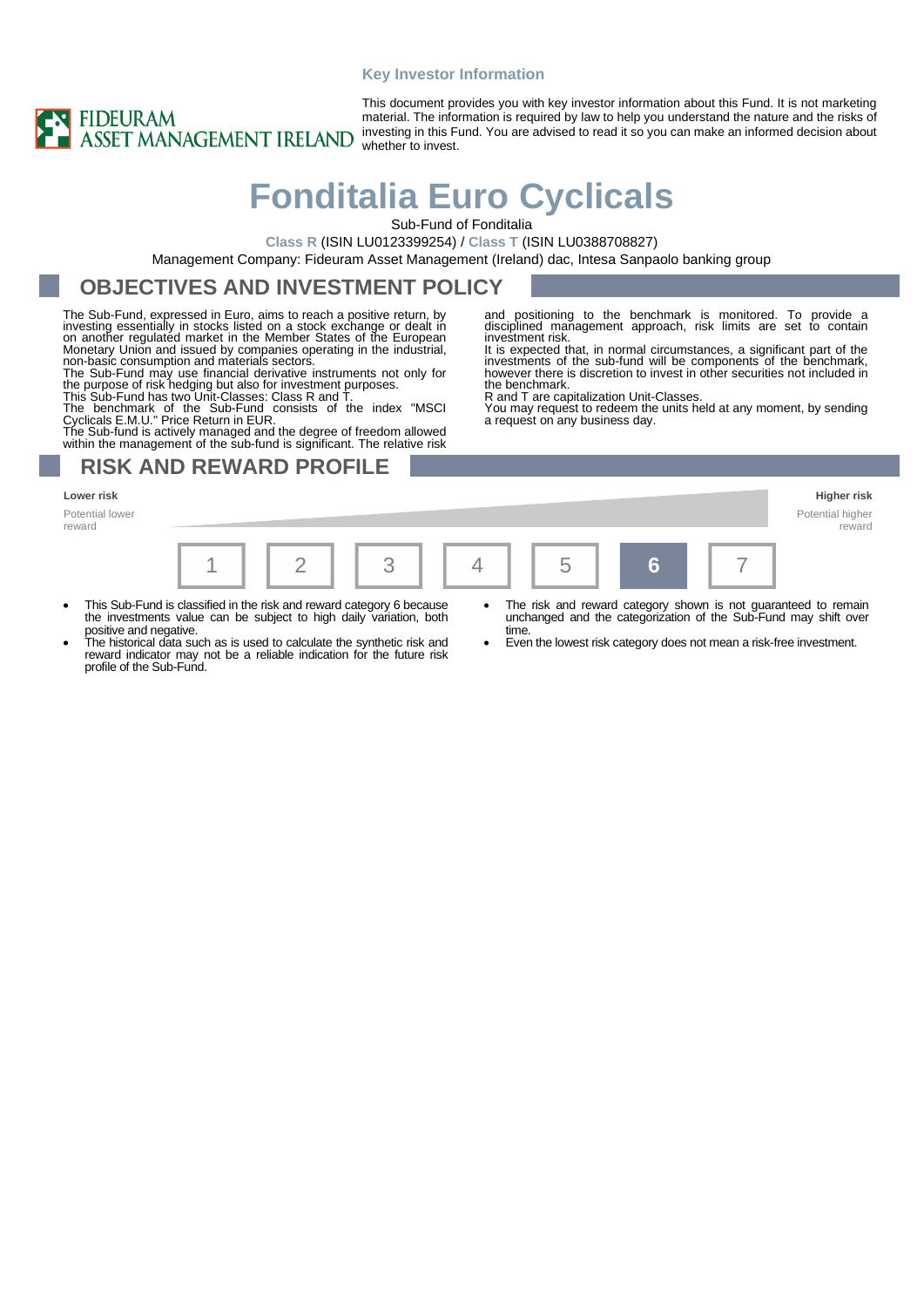Key Investor Information

FIDEURAM ASSET MANAGEMENT IRELAND

This document provides you with key investor information about this Fund. It is not marketing material. The information is required by law to help you understand the nature and the risks of investing in this Fund. You are advised to read it so you can make an informed decision about whether to invest.

# Fonditalia Euro Cyclicals

Sub-Fund of Fonditalia

**Class R** (ISIN LU0123399254) / **Class T** (ISIN LU0388708827)

Management Company: Fideuram Asset Management (Ireland) dac, Intesa Sanpaolo banking group

## OBJECTIVES AND INVESTMENT POLICY

The Sub-Fund, expressed in Euro, aims to reach a positive return, by investing essentially in stocks listed on a stock exchange or dealt in on another regulated market in the Member States of the European Monetary Union and issued by companies operating in the industrial, non-basic consumption and materials sectors.
The Sub-Fund may use financial derivative instruments not only for the purpose of risk hedging but also for investment purposes.
This Sub-Fund has two Unit-Classes: Class R and T.
The benchmark of the Sub-Fund consists of the index "MSCI Cyclicals E.M.U." Price Return in EUR.
The Sub-fund is actively managed and the degree of freedom allowed within the management of the sub-fund is significant. The relative risk and positioning to the benchmark is monitored. To provide a disciplined management approach, risk limits are set to contain investment risk.
It is expected that, in normal circumstances, a significant part of the investments of the sub-fund will be components of the benchmark, however there is discretion to invest in other securities not included in the benchmark.
R and T are capitalization Unit-Classes.
You may request to redeem the units held at any moment, by sending a request on any business day.

## RISK AND REWARD PROFILE

**Lower risk** — Potential lower reward

**Higher risk** — Potential higher reward

| 1 | 2 | 3 | 4 | 5 | **6** | 7 |
|---|---|---|---|---|---|---|

- This Sub-Fund is classified in the risk and reward category 6 because the investments value can be subject to high daily variation, both positive and negative.
- The historical data such as is used to calculate the synthetic risk and reward indicator may not be a reliable indication for the future risk profile of the Sub-Fund.
- The risk and reward category shown is not guaranteed to remain unchanged and the categorization of the Sub-Fund may shift over time.
- Even the lowest risk category does not mean a risk-free investment.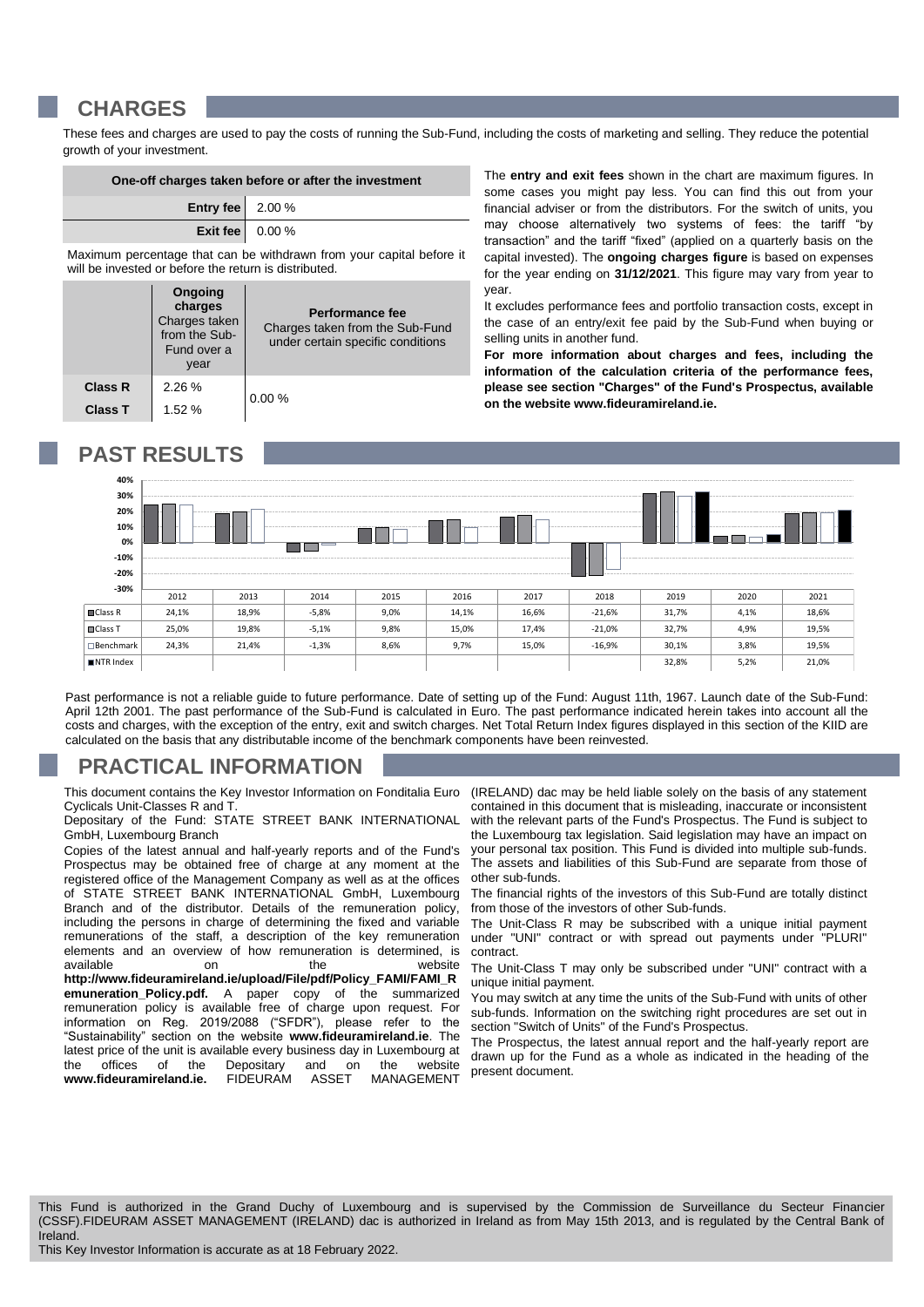## CHARGES

These fees and charges are used to pay the costs of running the Sub-Fund, including the costs of marketing and selling. They reduce the potential growth of your investment.

| One-off charges taken before or after the investment | |
|---|---|
| **Entry fee** | 2.00 % |
| **Exit fee** | 0.00 % |

Maximum percentage that can be withdrawn from your capital before it will be invested or before the return is distributed.

| | **Ongoing charges** Charges taken from the Sub-Fund over a year | **Performance fee** Charges taken from the Sub-Fund under certain specific conditions |
|---|---|---|
| **Class R** | 2.26 % | 0.00 % |
| **Class T** | 1.52 % | |

The **entry and exit fees** shown in the chart are maximum figures. In some cases you might pay less. You can find this out from your financial adviser or from the distributors. For the switch of units, you may choose alternatively two systems of fees: the tariff "by transaction" and the tariff "fixed" (applied on a quarterly basis on the capital invested). The **ongoing charges figure** is based on expenses for the year ending on **31/12/2021**. This figure may vary from year to year.

It excludes performance fees and portfolio transaction costs, except in the case of an entry/exit fee paid by the Sub-Fund when buying or selling units in another fund.

**For more information about charges and fees, including the information of the calculation criteria of the performance fees, please see section "Charges" of the Fund's Prospectus, available on the website www.fideuramireland.ie.**

## PAST RESULTS

40%
30%
20%
10%
0%
-10%
-20%
-30%

2012 2013 2014 2015 2016 2017 2018 2019 2020 2021

Class R: 24,1% 18,9% -5,8% 9,0% 14,1% 16,6% -21,6% 31,7% 4,1% 18,6%

Class T: 25,0% 19,8% -5,1% 9,8% 15,0% 17,4% -21,0% 32,7% 4,9% 19,5%

Benchmark: 24,3% 21,4% -1,3% 8,6% 9,7% 15,0% -16,9% 30,1% 3,8% 19,5%

NTR Index: 32,8% 5,2% 21,0%

Past performance is not a reliable guide to future performance. Date of setting up of the Fund: August 11th, 1967. Launch date of the Sub-Fund: April 12th 2001. The past performance of the Sub-Fund is calculated in Euro. The past performance indicated herein takes into account all the costs and charges, with the exception of the entry, exit and switch charges. Net Total Return Index figures displayed in this section of the KIID are calculated on the basis that any distributable income of the benchmark components have been reinvested.

## PRACTICAL INFORMATION

This document contains the Key Investor Information on Fonditalia Euro Cyclicals Unit-Classes R and T.

Depositary of the Fund: STATE STREET BANK INTERNATIONAL GmbH, Luxembourg Branch

Copies of the latest annual and half-yearly reports and of the Fund's Prospectus may be obtained free of charge at any moment at the registered office of the Management Company as well as at the offices of STATE STREET BANK INTERNATIONAL GmbH, Luxembourg Branch and of the distributor. Details of the remuneration policy, including the persons in charge of determining the fixed and variable remunerations of the staff, a description of the key remuneration elements and an overview of how remuneration is determined, is available on the website **http://www.fideuramireland.ie/upload/File/pdf/Policy_FAMI/FAMI_Remuneration_Policy.pdf.** A paper copy of the summarized remuneration policy is available free of charge upon request. For information on Reg. 2019/2088 ("SFDR"), please refer to the "Sustainability" section on the website **www.fideuramireland.ie**. The latest price of the unit is available every business day in Luxembourg at the offices of the Depositary and on the website **www.fideuramireland.ie.** FIDEURAM ASSET MANAGEMENT (IRELAND) dac may be held liable solely on the basis of any statement contained in this document that is misleading, inaccurate or inconsistent with the relevant parts of the Fund's Prospectus. The Fund is subject to the Luxembourg tax legislation. Said legislation may have an impact on your personal tax position. This Fund is divided into multiple sub-funds. The assets and liabilities of this Sub-Fund are separate from those of other sub-funds.

The financial rights of the investors of this Sub-Fund are totally distinct from those of the investors of other Sub-funds.

The Unit-Class R may be subscribed with a unique initial payment under "UNI" contract or with spread out payments under "PLURI" contract.

The Unit-Class T may only be subscribed under "UNI" contract with a unique initial payment.

You may switch at any time the units of the Sub-Fund with units of other sub-funds. Information on the switching right procedures are set out in section "Switch of Units" of the Fund's Prospectus.

The Prospectus, the latest annual report and the half-yearly report are drawn up for the Fund as a whole as indicated in the heading of the present document.

This Fund is authorized in the Grand Duchy of Luxembourg and is supervised by the Commission de Surveillance du Secteur Financier (CSSF).FIDEURAM ASSET MANAGEMENT (IRELAND) dac is authorized in Ireland as from May 15th 2013, and is regulated by the Central Bank of Ireland.

This Key Investor Information is accurate as at 18 February 2022.